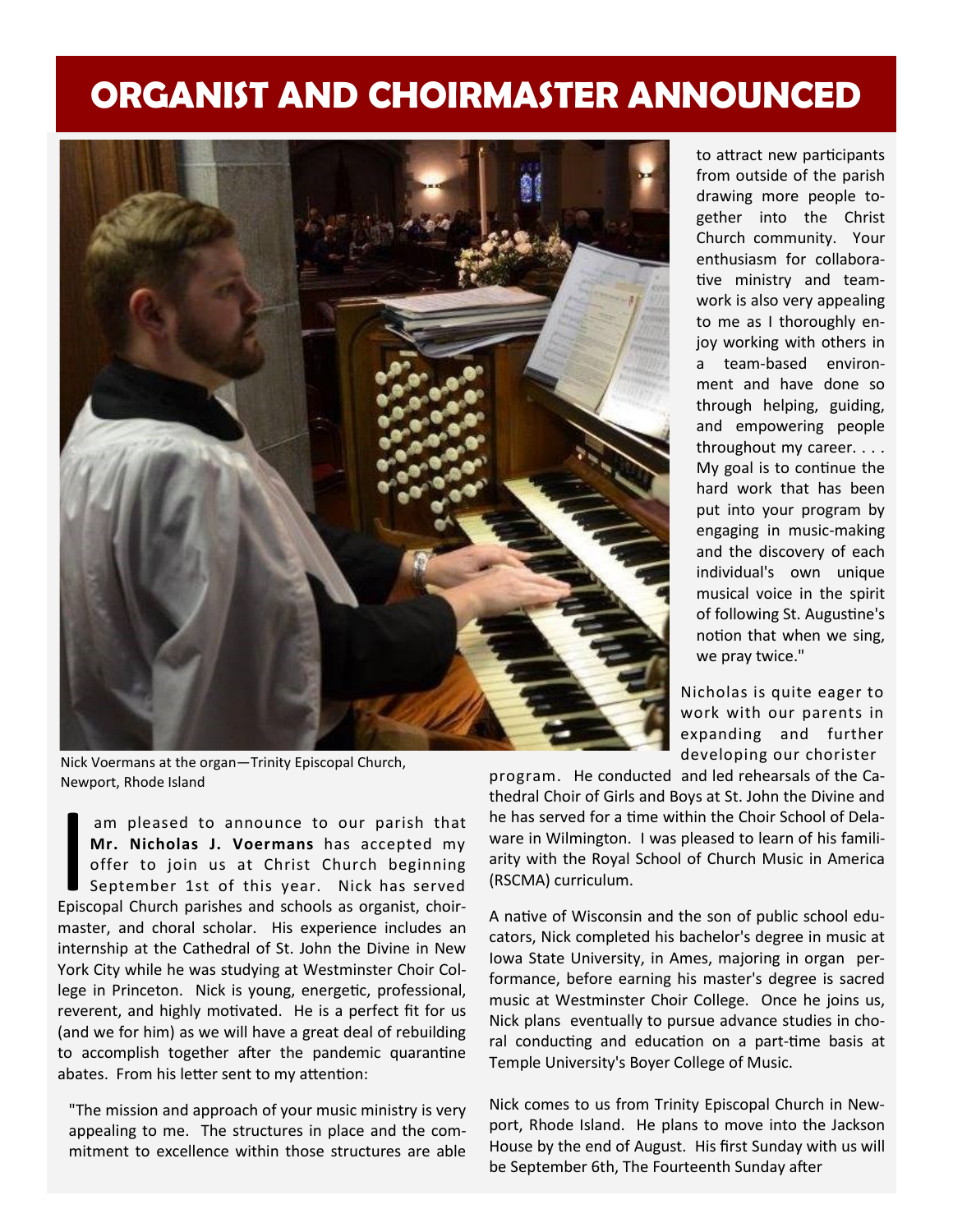# ORGANIST AND CHOIRMASTER ANNOUNCED

Nick Voermans at the organ—Trinity Episcopal Church, Newport, Rhode Island

I am pleased to announce to our parish that **Mr. Nicholas J. Voermans** has accepted my offer to join us at Christ Church beginning September 1st of this year. Nick has served Episcopal Church parishes and schools as organist, choirmaster, and choral scholar. His experience includes an internship at the Cathedral of St. John the Divine in New York City while he was studying at Westminster Choir College in Princeton. Nick is young, energetic, professional, reverent, and highly motivated. He is a perfect fit for us (and we for him) as we will have a great deal of rebuilding to accomplish together after the pandemic quarantine abates. From his letter sent to my attention:

"The mission and approach of your music ministry is very appealing to me. The structures in place and the commitment to excellence within those structures are able to attract new participants from outside of the parish drawing more people together into the Christ Church community. Your enthusiasm for collaborative ministry and teamwork is also very appealing to me as I thoroughly enjoy working with others in a team-based environment and have done so through helping, guiding, and empowering people throughout my career. . . . My goal is to continue the hard work that has been put into your program by engaging in music-making and the discovery of each individual's own unique musical voice in the spirit of following St. Augustine's notion that when we sing, we pray twice."

Nicholas is quite eager to work with our parents in expanding and further developing our chorister program. He conducted and led rehearsals of the Cathedral Choir of Girls and Boys at St. John the Divine and he has served for a time within the Choir School of Delaware in Wilmington. I was pleased to learn of his familiarity with the Royal School of Church Music in America (RSCMA) curriculum.

A native of Wisconsin and the son of public school educators, Nick completed his bachelor's degree in music at Iowa State University, in Ames, majoring in organ performance, before earning his master's degree is sacred music at Westminster Choir College. Once he joins us, Nick plans eventually to pursue advance studies in choral conducting and education on a part-time basis at Temple University's Boyer College of Music.

Nick comes to us from Trinity Episcopal Church in Newport, Rhode Island. He plans to move into the Jackson House by the end of August. His first Sunday with us will be September 6th, The Fourteenth Sunday after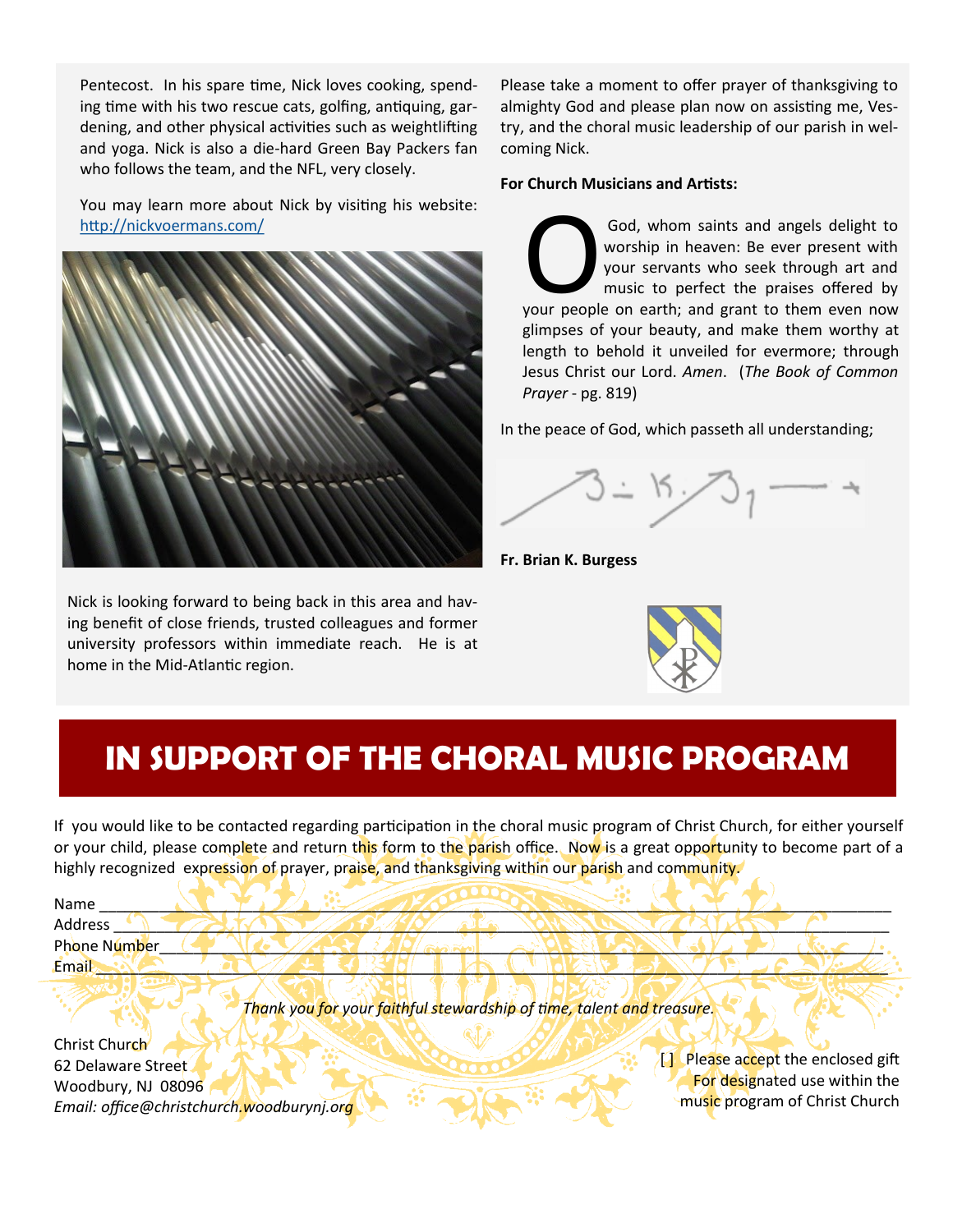Pentecost. In his spare time, Nick loves cooking, spending time with his two rescue cats, golfing, antiquing, gardening, and other physical activities such as weightlifting and yoga. Nick is also a die-hard Green Bay Packers fan who follows the team, and the NFL, very closely.

You may learn more about Nick by visiting his website: http://nickvoermans.com/

Nick is looking forward to being back in this area and having benefit of close friends, trusted colleagues and former university professors within immediate reach. He is at home in the Mid-Atlantic region.

Please take a moment to offer prayer of thanksgiving to almighty God and please plan now on assisting me, Vestry, and the choral music leadership of our parish in welcoming Nick.

**For Church Musicians and Artists:**

O God, whom saints and angels delight to worship in heaven: Be ever present with your servants who seek through art and music to perfect the praises offered by your people on earth; and grant to them even now glimpses of your beauty, and make them worthy at length to behold it unveiled for evermore; through Jesus Christ our Lord. *Amen*. (*The Book of Common Prayer* - pg. 819)

In the peace of God, which passeth all understanding;

**Fr. Brian K. Burgess**

# IN SUPPORT OF THE CHORAL MUSIC PROGRAM

If you would like to be contacted regarding participation in the choral music program of Christ Church, for either yourself or your child, please complete and return this form to the parish office. Now is a great opportunity to become part of a highly recognized expression of prayer, praise, and thanksgiving within our parish and community.

Name ____________________________________________
Address __________________________________________
Phone Number _____________________________________
Email ____________________________________________

*Thank you for your faithful stewardship of time, talent and treasure.*

Christ Church
62 Delaware Street
Woodbury, NJ 08096
*Email: office@christchurch.woodburynj.org*

[ ] Please accept the enclosed gift For designated use within the music program of Christ Church